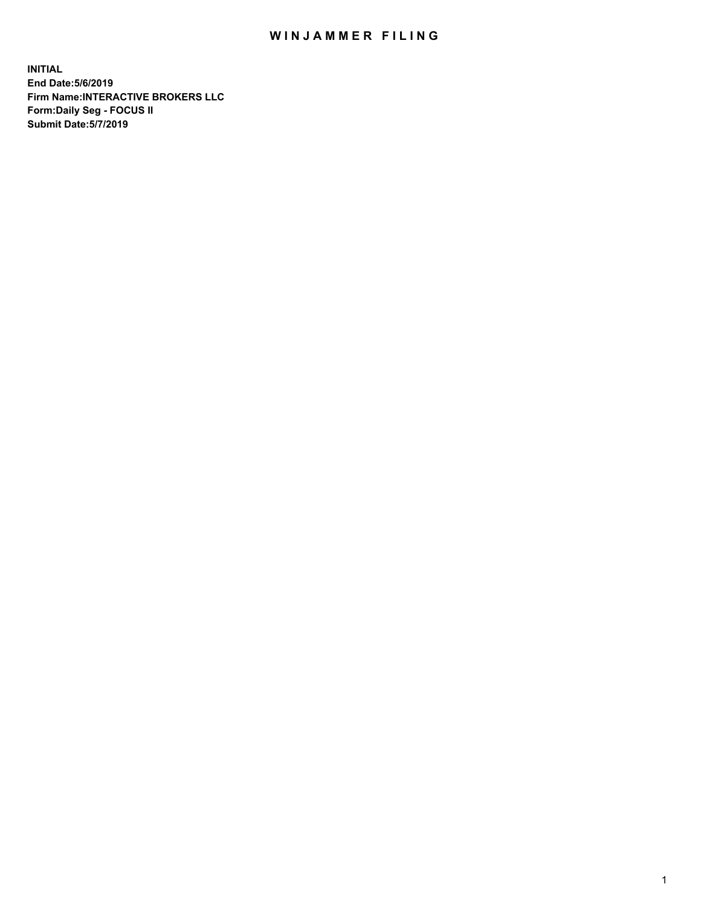# WINJAMMER FILING

**INITIAL**
**End Date:5/6/2019**
**Firm Name:INTERACTIVE BROKERS LLC**
**Form:Daily Seg - FOCUS II**
**Submit Date:5/7/2019**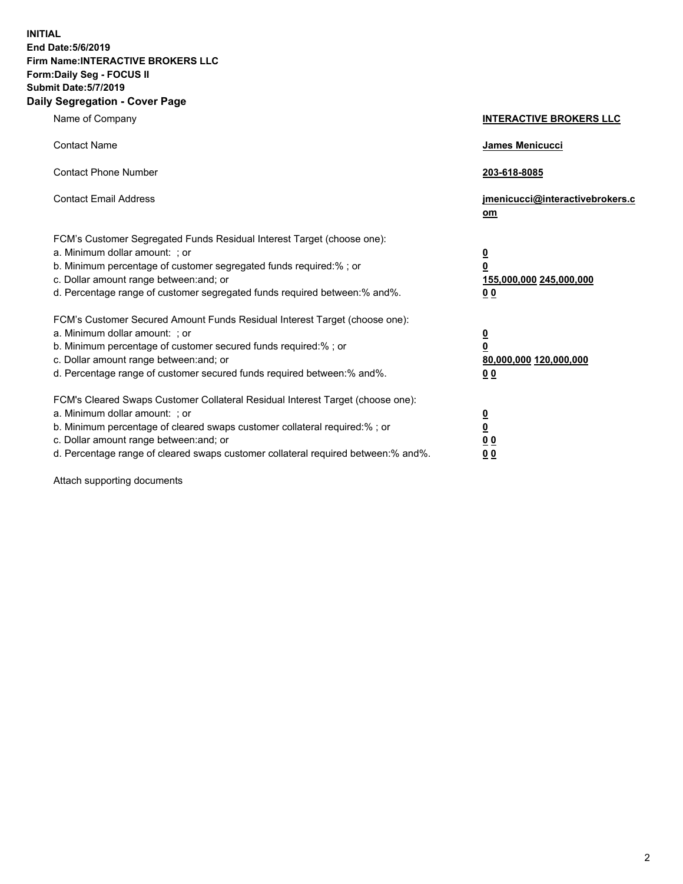**INITIAL**
**End Date:5/6/2019**
**Firm Name:INTERACTIVE BROKERS LLC**
**Form:Daily Seg - FOCUS II**
**Submit Date:5/7/2019**

## Daily Segregation - Cover Page

| | |
|---|---|
| Name of Company | **INTERACTIVE BROKERS LLC** |
| Contact Name | **James Menicucci** |
| Contact Phone Number | **203-618-8085** |
| Contact Email Address | **jmenicucci@interactivebrokers.com** |

FCM's Customer Segregated Funds Residual Interest Target (choose one):

| | |
|---|---|
| a. Minimum dollar amount: ; or | **0** |
| b. Minimum percentage of customer segregated funds required:% ; or | **0** |
| c. Dollar amount range between:and; or | **155,000,000 245,000,000** |
| d. Percentage range of customer segregated funds required between:% and%. | **0 0** |

FCM's Customer Secured Amount Funds Residual Interest Target (choose one):

| | |
|---|---|
| a. Minimum dollar amount: ; or | **0** |
| b. Minimum percentage of customer secured funds required:% ; or | **0** |
| c. Dollar amount range between:and; or | **80,000,000 120,000,000** |
| d. Percentage range of customer secured funds required between:% and%. | **0 0** |

FCM's Cleared Swaps Customer Collateral Residual Interest Target (choose one):

| | |
|---|---|
| a. Minimum dollar amount: ; or | **0** |
| b. Minimum percentage of cleared swaps customer collateral required:% ; or | **0** |
| c. Dollar amount range between:and; or | **0 0** |
| d. Percentage range of cleared swaps customer collateral required between:% and%. | **0 0** |

Attach supporting documents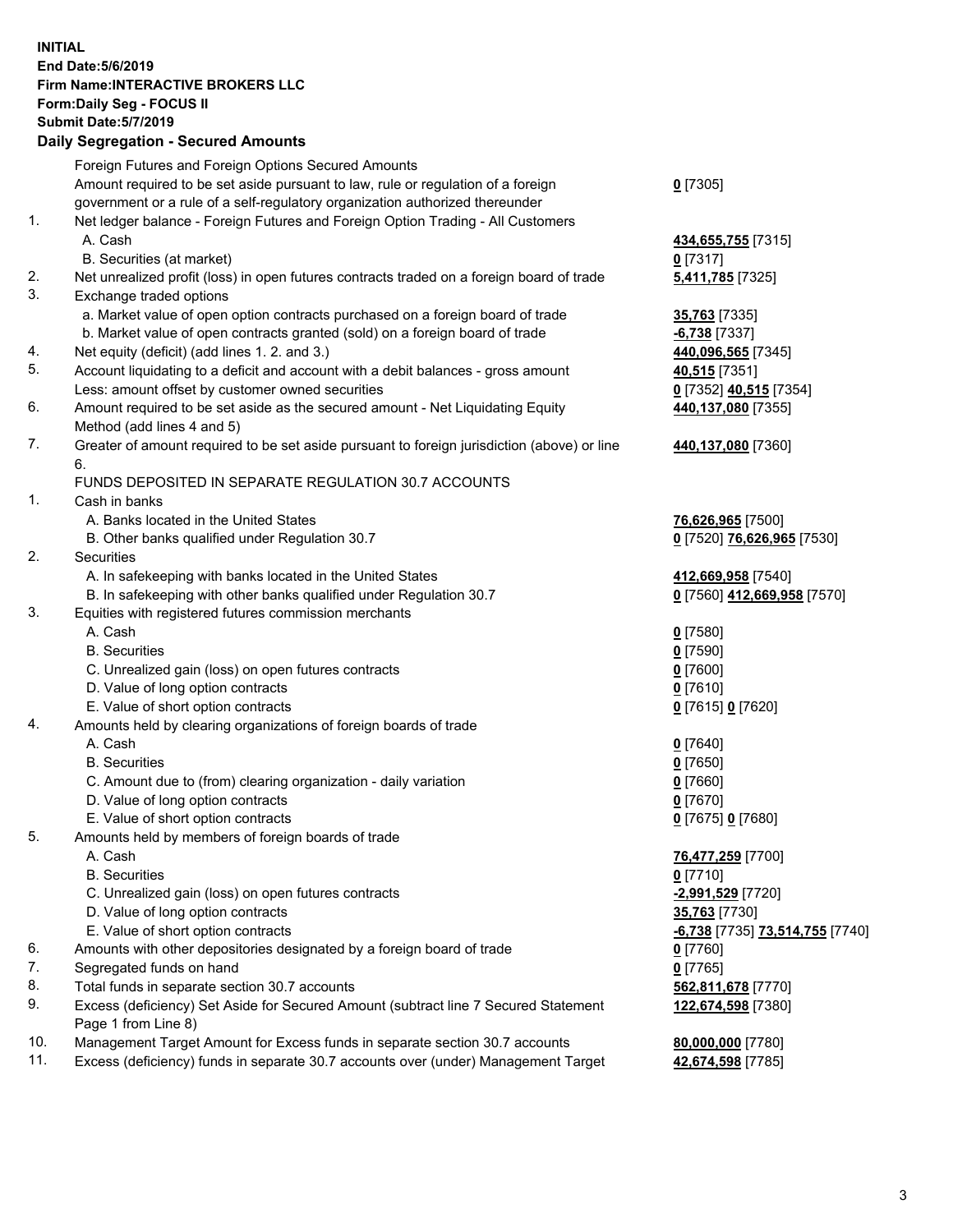**INITIAL**
**End Date:5/6/2019**
**Firm Name:INTERACTIVE BROKERS LLC**
**Form:Daily Seg - FOCUS II**
**Submit Date:5/7/2019**
**Daily Segregation - Secured Amounts**

| | | |
|---|---|---|
| | Foreign Futures and Foreign Options Secured Amounts | |
| | Amount required to be set aside pursuant to law, rule or regulation of a foreign government or a rule of a self-regulatory organization authorized thereunder | **0** [7305] |
| 1. | Net ledger balance - Foreign Futures and Foreign Option Trading - All Customers | |
| | A. Cash | **434,655,755** [7315] |
| | B. Securities (at market) | **0** [7317] |
| 2. | Net unrealized profit (loss) in open futures contracts traded on a foreign board of trade | **5,411,785** [7325] |
| 3. | Exchange traded options | |
| | a. Market value of open option contracts purchased on a foreign board of trade | **35,763** [7335] |
| | b. Market value of open contracts granted (sold) on a foreign board of trade | **-6,738** [7337] |
| 4. | Net equity (deficit) (add lines 1. 2. and 3.) | **440,096,565** [7345] |
| 5. | Account liquidating to a deficit and account with a debit balances - gross amount | **40,515** [7351] |
| | Less: amount offset by customer owned securities | **0** [7352] **40,515** [7354] |
| 6. | Amount required to be set aside as the secured amount - Net Liquidating Equity Method (add lines 4 and 5) | **440,137,080** [7355] |
| 7. | Greater of amount required to be set aside pursuant to foreign jurisdiction (above) or line 6. | **440,137,080** [7360] |
| | FUNDS DEPOSITED IN SEPARATE REGULATION 30.7 ACCOUNTS | |
| 1. | Cash in banks | |
| | A. Banks located in the United States | **76,626,965** [7500] |
| | B. Other banks qualified under Regulation 30.7 | **0** [7520] **76,626,965** [7530] |
| 2. | Securities | |
| | A. In safekeeping with banks located in the United States | **412,669,958** [7540] |
| | B. In safekeeping with other banks qualified under Regulation 30.7 | **0** [7560] **412,669,958** [7570] |
| 3. | Equities with registered futures commission merchants | |
| | A. Cash | **0** [7580] |
| | B. Securities | **0** [7590] |
| | C. Unrealized gain (loss) on open futures contracts | **0** [7600] |
| | D. Value of long option contracts | **0** [7610] |
| | E. Value of short option contracts | **0** [7615] **0** [7620] |
| 4. | Amounts held by clearing organizations of foreign boards of trade | |
| | A. Cash | **0** [7640] |
| | B. Securities | **0** [7650] |
| | C. Amount due to (from) clearing organization - daily variation | **0** [7660] |
| | D. Value of long option contracts | **0** [7670] |
| | E. Value of short option contracts | **0** [7675] **0** [7680] |
| 5. | Amounts held by members of foreign boards of trade | |
| | A. Cash | **76,477,259** [7700] |
| | B. Securities | **0** [7710] |
| | C. Unrealized gain (loss) on open futures contracts | **-2,991,529** [7720] |
| | D. Value of long option contracts | **35,763** [7730] |
| | E. Value of short option contracts | **-6,738** [7735] **73,514,755** [7740] |
| 6. | Amounts with other depositories designated by a foreign board of trade | **0** [7760] |
| 7. | Segregated funds on hand | **0** [7765] |
| 8. | Total funds in separate section 30.7 accounts | **562,811,678** [7770] |
| 9. | Excess (deficiency) Set Aside for Secured Amount (subtract line 7 Secured Statement Page 1 from Line 8) | **122,674,598** [7380] |
| 10. | Management Target Amount for Excess funds in separate section 30.7 accounts | **80,000,000** [7780] |
| 11. | Excess (deficiency) funds in separate 30.7 accounts over (under) Management Target | **42,674,598** [7785] |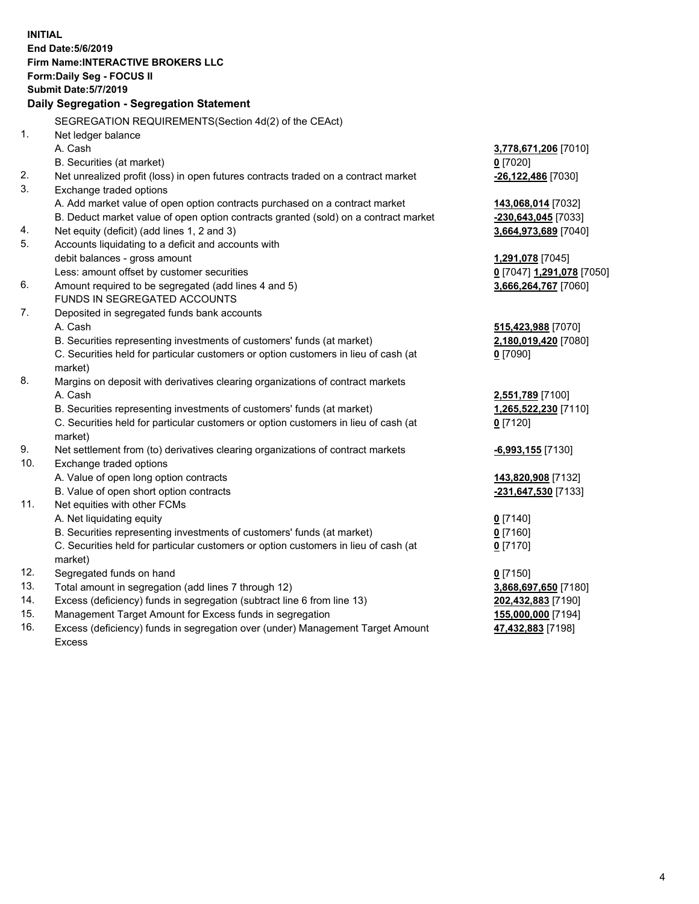**INITIAL**
**End Date:5/6/2019**
**Firm Name:INTERACTIVE BROKERS LLC**
**Form:Daily Seg - FOCUS II**
**Submit Date:5/7/2019**
**Daily Segregation - Segregation Statement**

| | | |
|---|---|---|
| | SEGREGATION REQUIREMENTS(Section 4d(2) of the CEAct) | |
| 1. | Net ledger balance | |
| | A. Cash | **3,778,671,206** [7010] |
| | B. Securities (at market) | **0** [7020] |
| 2. | Net unrealized profit (loss) in open futures contracts traded on a contract market | **-26,122,486** [7030] |
| 3. | Exchange traded options | |
| | A. Add market value of open option contracts purchased on a contract market | **143,068,014** [7032] |
| | B. Deduct market value of open option contracts granted (sold) on a contract market | **-230,643,045** [7033] |
| 4. | Net equity (deficit) (add lines 1, 2 and 3) | **3,664,973,689** [7040] |
| 5. | Accounts liquidating to a deficit and accounts with | |
| | debit balances - gross amount | **1,291,078** [7045] |
| | Less: amount offset by customer securities | **0** [7047] **1,291,078** [7050] |
| 6. | Amount required to be segregated (add lines 4 and 5) | **3,666,264,767** [7060] |
| | FUNDS IN SEGREGATED ACCOUNTS | |
| 7. | Deposited in segregated funds bank accounts | |
| | A. Cash | **515,423,988** [7070] |
| | B. Securities representing investments of customers' funds (at market) | **2,180,019,420** [7080] |
| | C. Securities held for particular customers or option customers in lieu of cash (at market) | **0** [7090] |
| 8. | Margins on deposit with derivatives clearing organizations of contract markets | |
| | A. Cash | **2,551,789** [7100] |
| | B. Securities representing investments of customers' funds (at market) | **1,265,522,230** [7110] |
| | C. Securities held for particular customers or option customers in lieu of cash (at market) | **0** [7120] |
| 9. | Net settlement from (to) derivatives clearing organizations of contract markets | **-6,993,155** [7130] |
| 10. | Exchange traded options | |
| | A. Value of open long option contracts | **143,820,908** [7132] |
| | B. Value of open short option contracts | **-231,647,530** [7133] |
| 11. | Net equities with other FCMs | |
| | A. Net liquidating equity | **0** [7140] |
| | B. Securities representing investments of customers' funds (at market) | **0** [7160] |
| | C. Securities held for particular customers or option customers in lieu of cash (at market) | **0** [7170] |
| 12. | Segregated funds on hand | **0** [7150] |
| 13. | Total amount in segregation (add lines 7 through 12) | **3,868,697,650** [7180] |
| 14. | Excess (deficiency) funds in segregation (subtract line 6 from line 13) | **202,432,883** [7190] |
| 15. | Management Target Amount for Excess funds in segregation | **155,000,000** [7194] |
| 16. | Excess (deficiency) funds in segregation over (under) Management Target Amount Excess | **47,432,883** [7198] |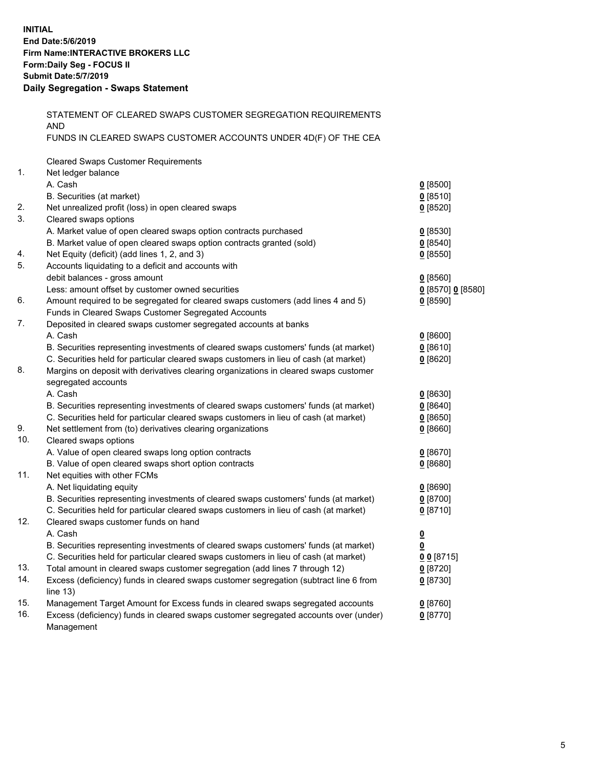**INITIAL**
**End Date:5/6/2019**
**Firm Name:INTERACTIVE BROKERS LLC**
**Form:Daily Seg - FOCUS II**
**Submit Date:5/7/2019**
**Daily Segregation - Swaps Statement**

STATEMENT OF CLEARED SWAPS CUSTOMER SEGREGATION REQUIREMENTS AND FUNDS IN CLEARED SWAPS CUSTOMER ACCOUNTS UNDER 4D(F) OF THE CEA

| | | |
|---|---|---|
| | Cleared Swaps Customer Requirements | |
| 1. | Net ledger balance | |
| | A. Cash | 0 [8500] |
| | B. Securities (at market) | 0 [8510] |
| 2. | Net unrealized profit (loss) in open cleared swaps | 0 [8520] |
| 3. | Cleared swaps options | |
| | A. Market value of open cleared swaps option contracts purchased | 0 [8530] |
| | B. Market value of open cleared swaps option contracts granted (sold) | 0 [8540] |
| 4. | Net Equity (deficit) (add lines 1, 2, and 3) | 0 [8550] |
| 5. | Accounts liquidating to a deficit and accounts with debit balances - gross amount | 0 [8560] |
| | Less: amount offset by customer owned securities | 0 [8570] 0 [8580] |
| 6. | Amount required to be segregated for cleared swaps customers (add lines 4 and 5) | 0 [8590] |
| | Funds in Cleared Swaps Customer Segregated Accounts | |
| 7. | Deposited in cleared swaps customer segregated accounts at banks | |
| | A. Cash | 0 [8600] |
| | B. Securities representing investments of cleared swaps customers' funds (at market) | 0 [8610] |
| | C. Securities held for particular cleared swaps customers in lieu of cash (at market) | 0 [8620] |
| 8. | Margins on deposit with derivatives clearing organizations in cleared swaps customer segregated accounts | |
| | A. Cash | 0 [8630] |
| | B. Securities representing investments of cleared swaps customers' funds (at market) | 0 [8640] |
| | C. Securities held for particular cleared swaps customers in lieu of cash (at market) | 0 [8650] |
| 9. | Net settlement from (to) derivatives clearing organizations | 0 [8660] |
| 10. | Cleared swaps options | |
| | A. Value of open cleared swaps long option contracts | 0 [8670] |
| | B. Value of open cleared swaps short option contracts | 0 [8680] |
| 11. | Net equities with other FCMs | |
| | A. Net liquidating equity | 0 [8690] |
| | B. Securities representing investments of cleared swaps customers' funds (at market) | 0 [8700] |
| | C. Securities held for particular cleared swaps customers in lieu of cash (at market) | 0 [8710] |
| 12. | Cleared swaps customer funds on hand | |
| | A. Cash | 0 |
| | B. Securities representing investments of cleared swaps customers' funds (at market) | 0 |
| | C. Securities held for particular cleared swaps customers in lieu of cash (at market) | 0 0 [8715] |
| 13. | Total amount in cleared swaps customer segregation (add lines 7 through 12) | 0 [8720] |
| 14. | Excess (deficiency) funds in cleared swaps customer segregation (subtract line 6 from line 13) | 0 [8730] |
| 15. | Management Target Amount for Excess funds in cleared swaps segregated accounts | 0 [8760] |
| 16. | Excess (deficiency) funds in cleared swaps customer segregated accounts over (under) Management | 0 [8770] |